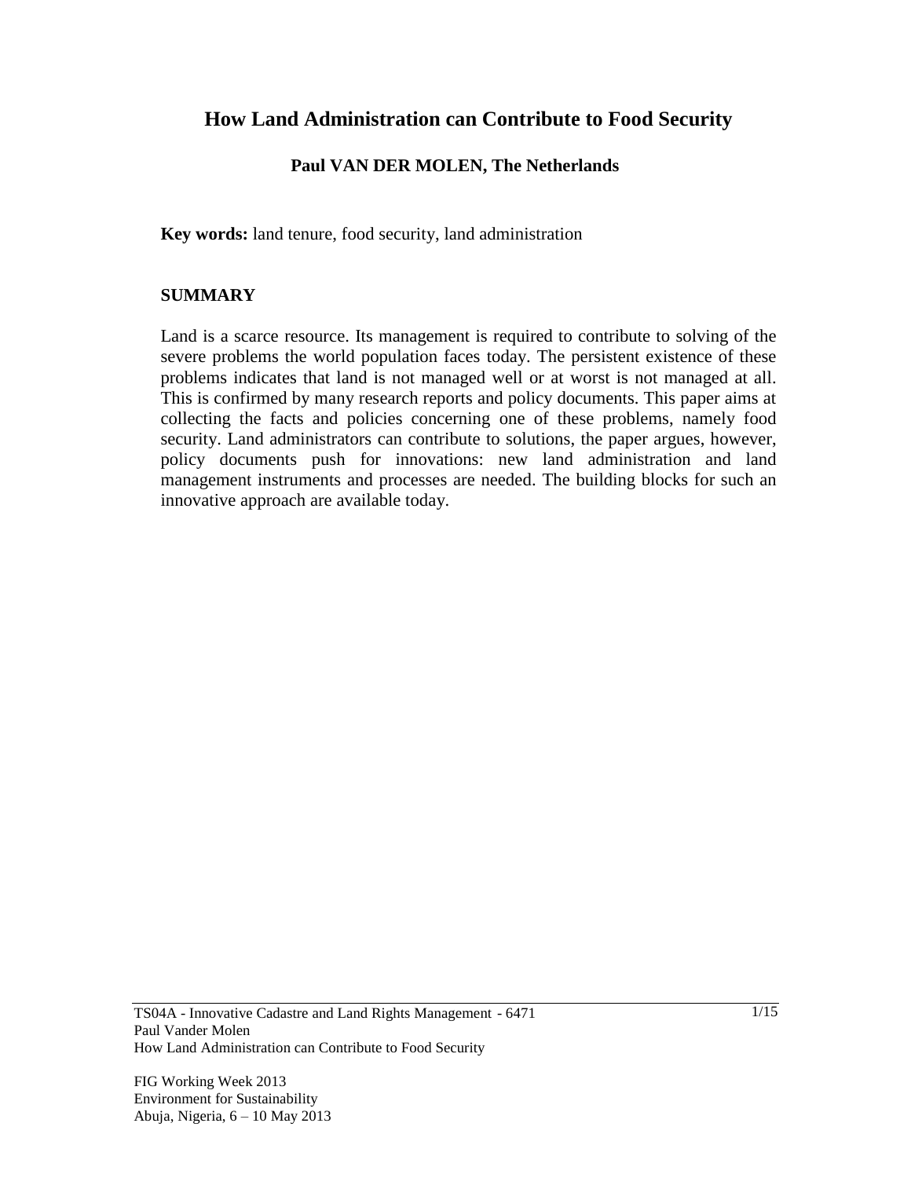# How Land Administration can Contribute to Food Security

**Paul VAN DER MOLEN, The Netherlands**

**Key words:** land tenure, food security, land administration

## SUMMARY

Land is a scarce resource. Its management is required to contribute to solving of the severe problems the world population faces today. The persistent existence of these problems indicates that land is not managed well or at worst is not managed at all. This is confirmed by many research reports and policy documents. This paper aims at collecting the facts and policies concerning one of these problems, namely food security. Land administrators can contribute to solutions, the paper argues, however, policy documents push for innovations: new land administration and land management instruments and processes are needed. The building blocks for such an innovative approach are available today.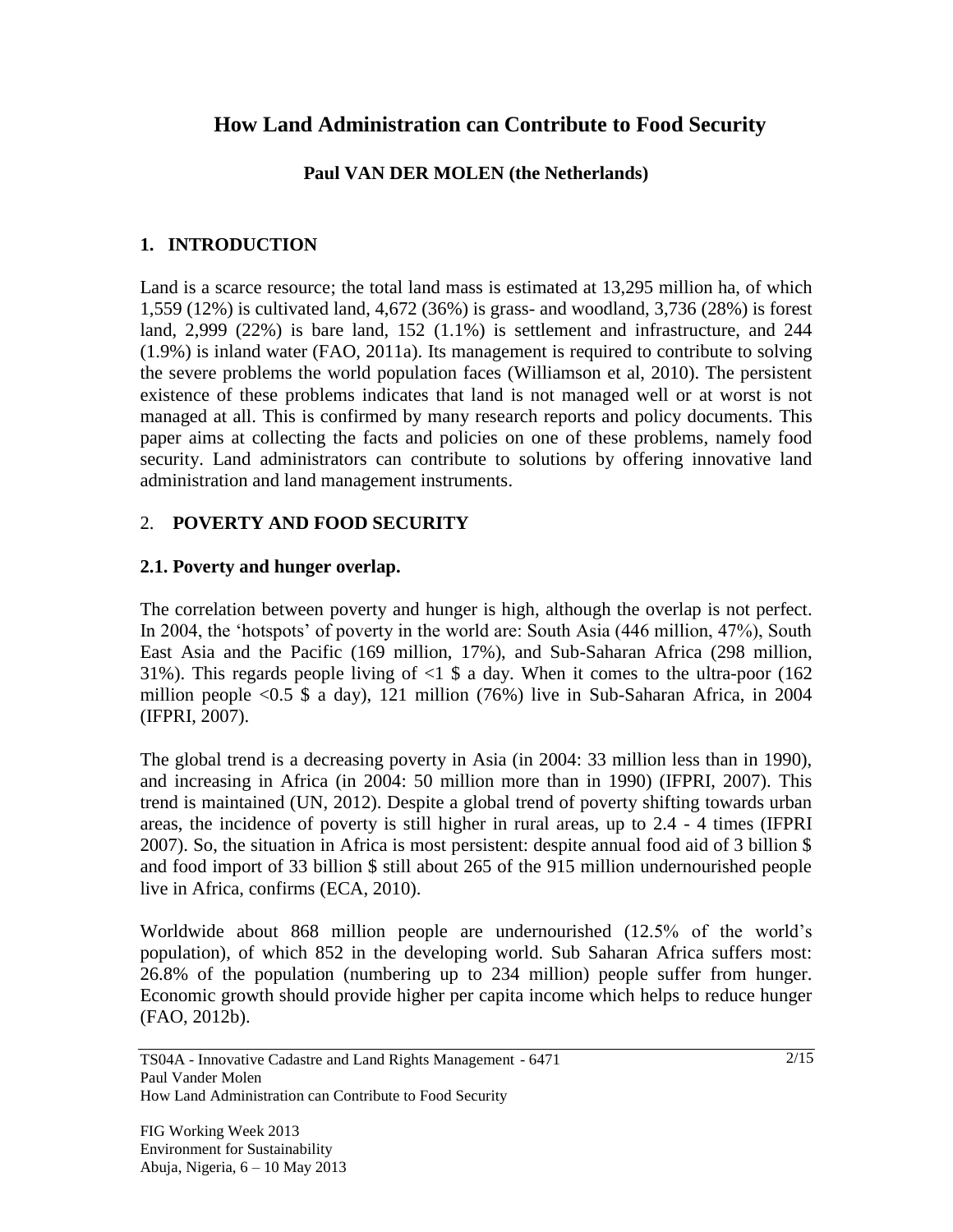# How Land Administration can Contribute to Food Security

**Paul VAN DER MOLEN (the Netherlands)**

## 1. INTRODUCTION

Land is a scarce resource; the total land mass is estimated at 13,295 million ha, of which 1,559 (12%) is cultivated land, 4,672 (36%) is grass- and woodland, 3,736 (28%) is forest land, 2,999 (22%) is bare land, 152 (1.1%) is settlement and infrastructure, and 244 (1.9%) is inland water (FAO, 2011a). Its management is required to contribute to solving the severe problems the world population faces (Williamson et al, 2010). The persistent existence of these problems indicates that land is not managed well or at worst is not managed at all. This is confirmed by many research reports and policy documents. This paper aims at collecting the facts and policies on one of these problems, namely food security. Land administrators can contribute to solutions by offering innovative land administration and land management instruments.

## 2. POVERTY AND FOOD SECURITY

### 2.1. Poverty and hunger overlap.

The correlation between poverty and hunger is high, although the overlap is not perfect. In 2004, the 'hotspots' of poverty in the world are: South Asia (446 million, 47%), South East Asia and the Pacific (169 million, 17%), and Sub-Saharan Africa (298 million, 31%). This regards people living of <1 $ a day. When it comes to the ultra-poor (162 million people <0.5 $ a day), 121 million (76%) live in Sub-Saharan Africa, in 2004 (IFPRI, 2007).

The global trend is a decreasing poverty in Asia (in 2004: 33 million less than in 1990), and increasing in Africa (in 2004: 50 million more than in 1990) (IFPRI, 2007). This trend is maintained (UN, 2012). Despite a global trend of poverty shifting towards urban areas, the incidence of poverty is still higher in rural areas, up to 2.4 - 4 times (IFPRI 2007). So, the situation in Africa is most persistent: despite annual food aid of 3 billion $ and food import of 33 billion $ still about 265 of the 915 million undernourished people live in Africa, confirms (ECA, 2010).

Worldwide about 868 million people are undernourished (12.5% of the world's population), of which 852 in the developing world. Sub Saharan Africa suffers most: 26.8% of the population (numbering up to 234 million) people suffer from hunger. Economic growth should provide higher per capita income which helps to reduce hunger (FAO, 2012b).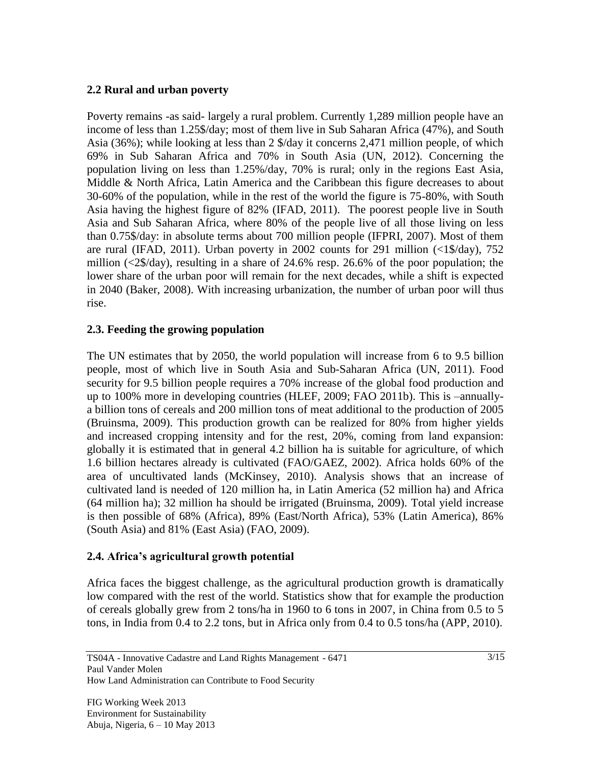## 2.2 Rural and urban poverty

Poverty remains -as said- largely a rural problem. Currently 1,289 million people have an income of less than 1.25$/day; most of them live in Sub Saharan Africa (47%), and South Asia (36%); while looking at less than 2 $/day it concerns 2,471 million people, of which 69% in Sub Saharan Africa and 70% in South Asia (UN, 2012). Concerning the population living on less than 1.25%/day, 70% is rural; only in the regions East Asia, Middle & North Africa, Latin America and the Caribbean this figure decreases to about 30-60% of the population, while in the rest of the world the figure is 75-80%, with South Asia having the highest figure of 82% (IFAD, 2011). The poorest people live in South Asia and Sub Saharan Africa, where 80% of the people live of all those living on less than 0.75$/day: in absolute terms about 700 million people (IFPRI, 2007). Most of them are rural (IFAD, 2011). Urban poverty in 2002 counts for 291 million (<1$/day), 752 million (<2$/day), resulting in a share of 24.6% resp. 26.6% of the poor population; the lower share of the urban poor will remain for the next decades, while a shift is expected in 2040 (Baker, 2008). With increasing urbanization, the number of urban poor will thus rise.

## 2.3. Feeding the growing population

The UN estimates that by 2050, the world population will increase from 6 to 9.5 billion people, most of which live in South Asia and Sub-Saharan Africa (UN, 2011). Food security for 9.5 billion people requires a 70% increase of the global food production and up to 100% more in developing countries (HLEF, 2009; FAO 2011b). This is –annually-a billion tons of cereals and 200 million tons of meat additional to the production of 2005 (Bruinsma, 2009). This production growth can be realized for 80% from higher yields and increased cropping intensity and for the rest, 20%, coming from land expansion: globally it is estimated that in general 4.2 billion ha is suitable for agriculture, of which 1.6 billion hectares already is cultivated (FAO/GAEZ, 2002). Africa holds 60% of the area of uncultivated lands (McKinsey, 2010). Analysis shows that an increase of cultivated land is needed of 120 million ha, in Latin America (52 million ha) and Africa (64 million ha); 32 million ha should be irrigated (Bruinsma, 2009). Total yield increase is then possible of 68% (Africa), 89% (East/North Africa), 53% (Latin America), 86% (South Asia) and 81% (East Asia) (FAO, 2009).

## 2.4. Africa's agricultural growth potential

Africa faces the biggest challenge, as the agricultural production growth is dramatically low compared with the rest of the world. Statistics show that for example the production of cereals globally grew from 2 tons/ha in 1960 to 6 tons in 2007, in China from 0.5 to 5 tons, in India from 0.4 to 2.2 tons, but in Africa only from 0.4 to 0.5 tons/ha (APP, 2010).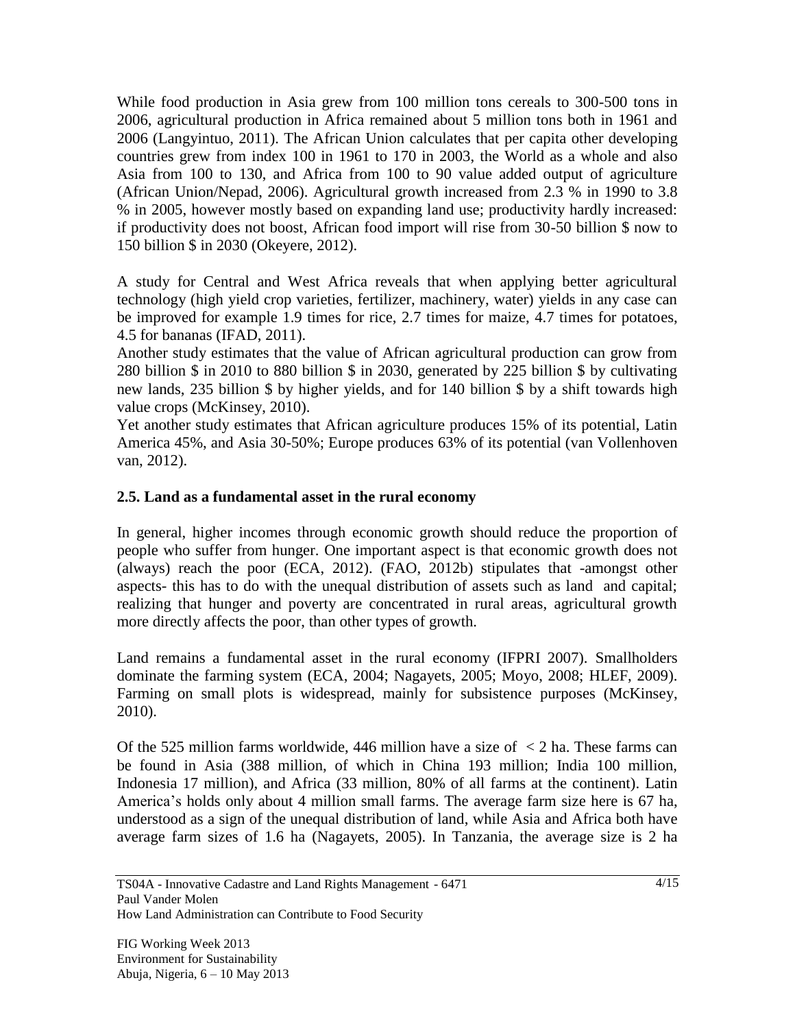While food production in Asia grew from 100 million tons cereals to 300-500 tons in 2006, agricultural production in Africa remained about 5 million tons both in 1961 and 2006 (Langyintuo, 2011). The African Union calculates that per capita other developing countries grew from index 100 in 1961 to 170 in 2003, the World as a whole and also Asia from 100 to 130, and Africa from 100 to 90 value added output of agriculture (African Union/Nepad, 2006). Agricultural growth increased from 2.3 % in 1990 to 3.8 % in 2005, however mostly based on expanding land use; productivity hardly increased: if productivity does not boost, African food import will rise from 30-50 billion $ now to 150 billion $ in 2030 (Okeyere, 2012).

A study for Central and West Africa reveals that when applying better agricultural technology (high yield crop varieties, fertilizer, machinery, water) yields in any case can be improved for example 1.9 times for rice, 2.7 times for maize, 4.7 times for potatoes, 4.5 for bananas (IFAD, 2011).

Another study estimates that the value of African agricultural production can grow from 280 billion $ in 2010 to 880 billion $ in 2030, generated by 225 billion $ by cultivating new lands, 235 billion $ by higher yields, and for 140 billion $ by a shift towards high value crops (McKinsey, 2010).

Yet another study estimates that African agriculture produces 15% of its potential, Latin America 45%, and Asia 30-50%; Europe produces 63% of its potential (van Vollenhoven van, 2012).

## 2.5. Land as a fundamental asset in the rural economy

In general, higher incomes through economic growth should reduce the proportion of people who suffer from hunger. One important aspect is that economic growth does not (always) reach the poor (ECA, 2012). (FAO, 2012b) stipulates that -amongst other aspects- this has to do with the unequal distribution of assets such as land and capital; realizing that hunger and poverty are concentrated in rural areas, agricultural growth more directly affects the poor, than other types of growth.

Land remains a fundamental asset in the rural economy (IFPRI 2007). Smallholders dominate the farming system (ECA, 2004; Nagayets, 2005; Moyo, 2008; HLEF, 2009). Farming on small plots is widespread, mainly for subsistence purposes (McKinsey, 2010).

Of the 525 million farms worldwide, 446 million have a size of < 2 ha. These farms can be found in Asia (388 million, of which in China 193 million; India 100 million, Indonesia 17 million), and Africa (33 million, 80% of all farms at the continent). Latin America's holds only about 4 million small farms. The average farm size here is 67 ha, understood as a sign of the unequal distribution of land, while Asia and Africa both have average farm sizes of 1.6 ha (Nagayets, 2005). In Tanzania, the average size is 2 ha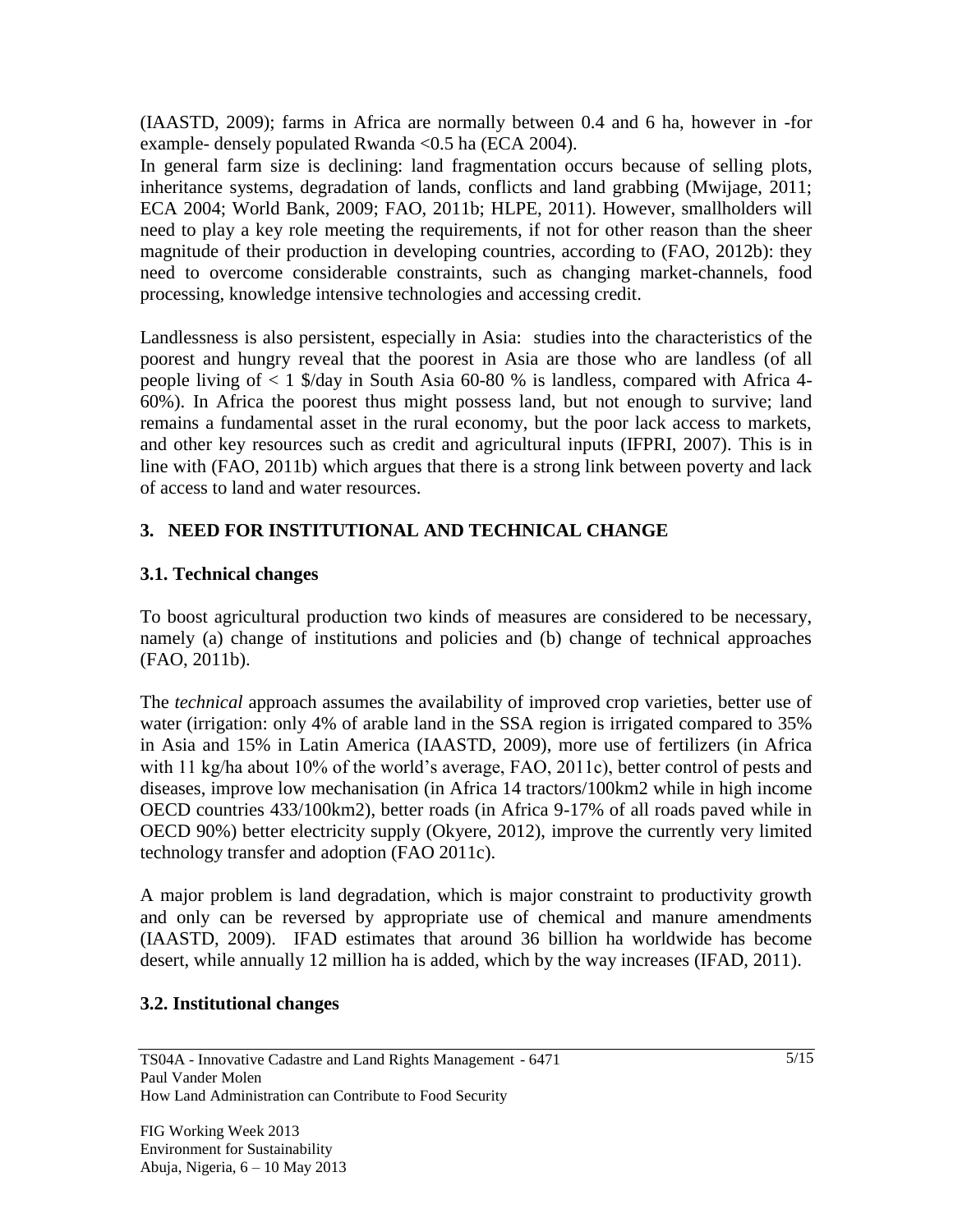(IAASTD, 2009); farms in Africa are normally between 0.4 and 6 ha, however in -for example- densely populated Rwanda <0.5 ha (ECA 2004).

In general farm size is declining: land fragmentation occurs because of selling plots, inheritance systems, degradation of lands, conflicts and land grabbing (Mwijage, 2011; ECA 2004; World Bank, 2009; FAO, 2011b; HLPE, 2011). However, smallholders will need to play a key role meeting the requirements, if not for other reason than the sheer magnitude of their production in developing countries, according to (FAO, 2012b): they need to overcome considerable constraints, such as changing market-channels, food processing, knowledge intensive technologies and accessing credit.

Landlessness is also persistent, especially in Asia: studies into the characteristics of the poorest and hungry reveal that the poorest in Asia are those who are landless (of all people living of < 1 $/day in South Asia 60-80 % is landless, compared with Africa 4-60%). In Africa the poorest thus might possess land, but not enough to survive; land remains a fundamental asset in the rural economy, but the poor lack access to markets, and other key resources such as credit and agricultural inputs (IFPRI, 2007). This is in line with (FAO, 2011b) which argues that there is a strong link between poverty and lack of access to land and water resources.

## 3. NEED FOR INSTITUTIONAL AND TECHNICAL CHANGE

### 3.1. Technical changes

To boost agricultural production two kinds of measures are considered to be necessary, namely (a) change of institutions and policies and (b) change of technical approaches (FAO, 2011b).

The *technical* approach assumes the availability of improved crop varieties, better use of water (irrigation: only 4% of arable land in the SSA region is irrigated compared to 35% in Asia and 15% in Latin America (IAASTD, 2009), more use of fertilizers (in Africa with 11 kg/ha about 10% of the world's average, FAO, 2011c), better control of pests and diseases, improve low mechanisation (in Africa 14 tractors/100km2 while in high income OECD countries 433/100km2), better roads (in Africa 9-17% of all roads paved while in OECD 90%) better electricity supply (Okyere, 2012), improve the currently very limited technology transfer and adoption (FAO 2011c).

A major problem is land degradation, which is major constraint to productivity growth and only can be reversed by appropriate use of chemical and manure amendments (IAASTD, 2009). IFAD estimates that around 36 billion ha worldwide has become desert, while annually 12 million ha is added, which by the way increases (IFAD, 2011).

### 3.2. Institutional changes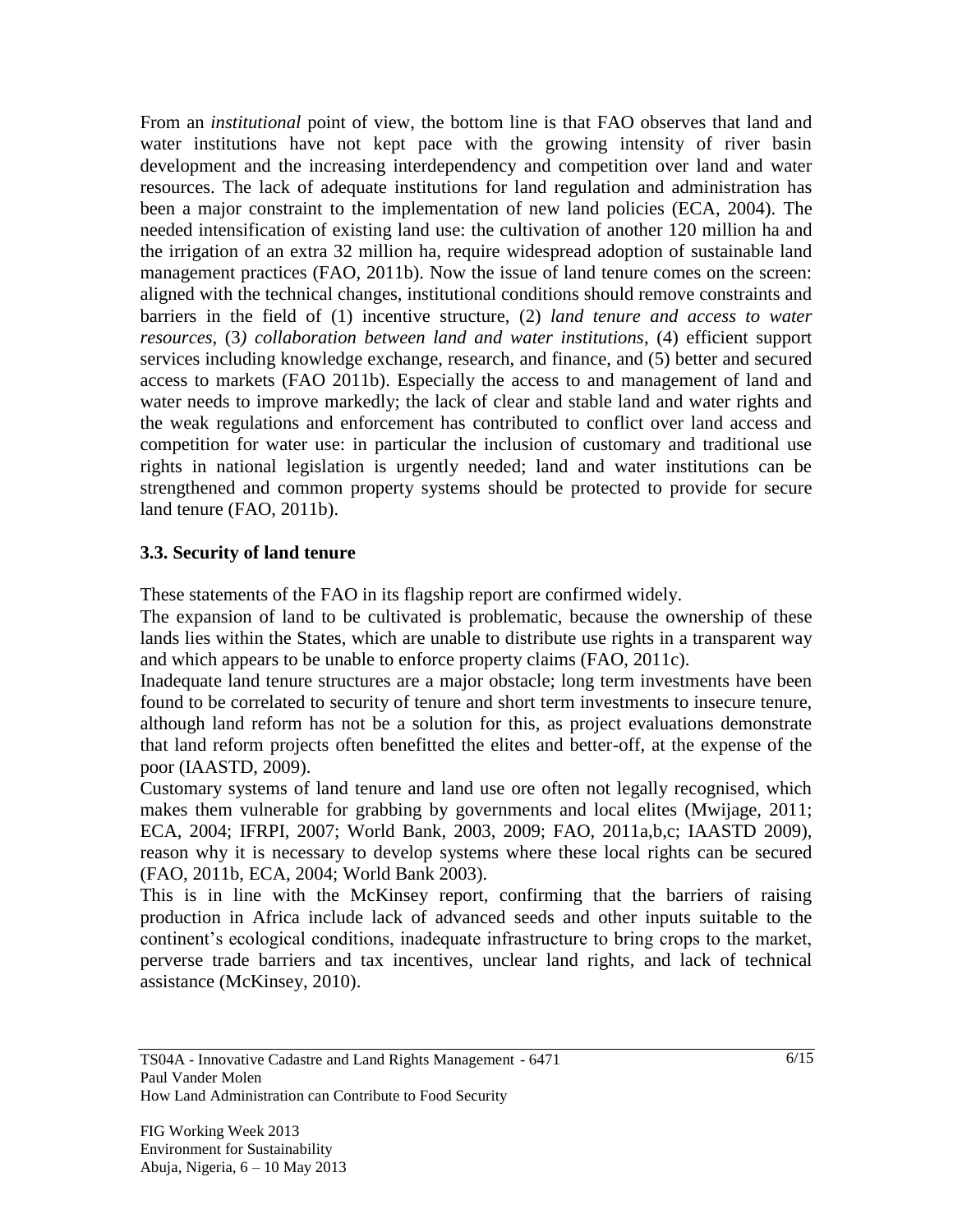From an *institutional* point of view, the bottom line is that FAO observes that land and water institutions have not kept pace with the growing intensity of river basin development and the increasing interdependency and competition over land and water resources. The lack of adequate institutions for land regulation and administration has been a major constraint to the implementation of new land policies (ECA, 2004). The needed intensification of existing land use: the cultivation of another 120 million ha and the irrigation of an extra 32 million ha, require widespread adoption of sustainable land management practices (FAO, 2011b). Now the issue of land tenure comes on the screen: aligned with the technical changes, institutional conditions should remove constraints and barriers in the field of (1) incentive structure, (2) *land tenure and access to water resources*, (3*) collaboration between land and water institutions*, (4) efficient support services including knowledge exchange, research, and finance, and (5) better and secured access to markets (FAO 2011b). Especially the access to and management of land and water needs to improve markedly; the lack of clear and stable land and water rights and the weak regulations and enforcement has contributed to conflict over land access and competition for water use: in particular the inclusion of customary and traditional use rights in national legislation is urgently needed; land and water institutions can be strengthened and common property systems should be protected to provide for secure land tenure (FAO, 2011b).

### 3.3. Security of land tenure

These statements of the FAO in its flagship report are confirmed widely.

The expansion of land to be cultivated is problematic, because the ownership of these lands lies within the States, which are unable to distribute use rights in a transparent way and which appears to be unable to enforce property claims (FAO, 2011c).

Inadequate land tenure structures are a major obstacle; long term investments have been found to be correlated to security of tenure and short term investments to insecure tenure, although land reform has not be a solution for this, as project evaluations demonstrate that land reform projects often benefitted the elites and better-off, at the expense of the poor (IAASTD, 2009).

Customary systems of land tenure and land use ore often not legally recognised, which makes them vulnerable for grabbing by governments and local elites (Mwijage, 2011; ECA, 2004; IFRPI, 2007; World Bank, 2003, 2009; FAO, 2011a,b,c; IAASTD 2009), reason why it is necessary to develop systems where these local rights can be secured (FAO, 2011b, ECA, 2004; World Bank 2003).

This is in line with the McKinsey report, confirming that the barriers of raising production in Africa include lack of advanced seeds and other inputs suitable to the continent's ecological conditions, inadequate infrastructure to bring crops to the market, perverse trade barriers and tax incentives, unclear land rights, and lack of technical assistance (McKinsey, 2010).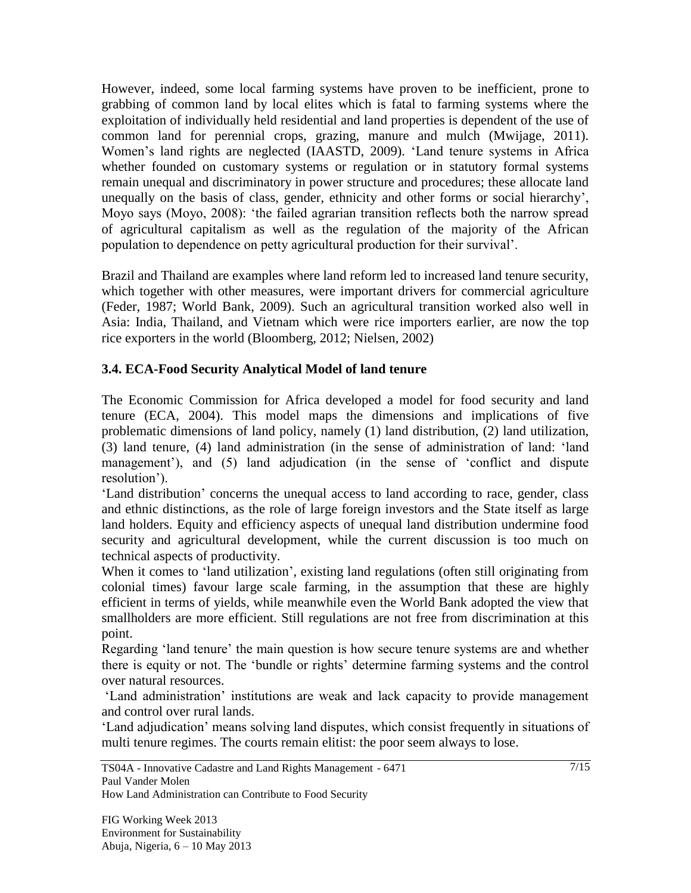However, indeed, some local farming systems have proven to be inefficient, prone to grabbing of common land by local elites which is fatal to farming systems where the exploitation of individually held residential and land properties is dependent of the use of common land for perennial crops, grazing, manure and mulch (Mwijage, 2011). Women's land rights are neglected (IAASTD, 2009). 'Land tenure systems in Africa whether founded on customary systems or regulation or in statutory formal systems remain unequal and discriminatory in power structure and procedures; these allocate land unequally on the basis of class, gender, ethnicity and other forms or social hierarchy', Moyo says (Moyo, 2008): 'the failed agrarian transition reflects both the narrow spread of agricultural capitalism as well as the regulation of the majority of the African population to dependence on petty agricultural production for their survival'.

Brazil and Thailand are examples where land reform led to increased land tenure security, which together with other measures, were important drivers for commercial agriculture (Feder, 1987; World Bank, 2009). Such an agricultural transition worked also well in Asia: India, Thailand, and Vietnam which were rice importers earlier, are now the top rice exporters in the world (Bloomberg, 2012; Nielsen, 2002)

### 3.4. ECA-Food Security Analytical Model of land tenure

The Economic Commission for Africa developed a model for food security and land tenure (ECA, 2004). This model maps the dimensions and implications of five problematic dimensions of land policy, namely (1) land distribution, (2) land utilization, (3) land tenure, (4) land administration (in the sense of administration of land: 'land management'), and (5) land adjudication (in the sense of 'conflict and dispute resolution').

'Land distribution' concerns the unequal access to land according to race, gender, class and ethnic distinctions, as the role of large foreign investors and the State itself as large land holders. Equity and efficiency aspects of unequal land distribution undermine food security and agricultural development, while the current discussion is too much on technical aspects of productivity.

When it comes to 'land utilization', existing land regulations (often still originating from colonial times) favour large scale farming, in the assumption that these are highly efficient in terms of yields, while meanwhile even the World Bank adopted the view that smallholders are more efficient. Still regulations are not free from discrimination at this point.

Regarding 'land tenure' the main question is how secure tenure systems are and whether there is equity or not. The 'bundle or rights' determine farming systems and the control over natural resources.

'Land administration' institutions are weak and lack capacity to provide management and control over rural lands.

'Land adjudication' means solving land disputes, which consist frequently in situations of multi tenure regimes. The courts remain elitist: the poor seem always to lose.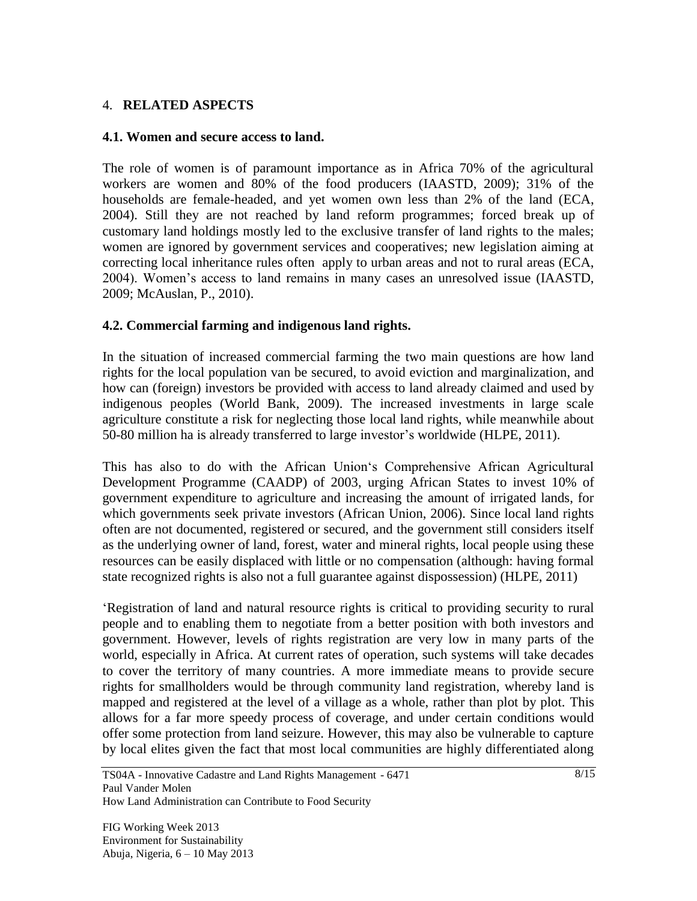## 4. RELATED ASPECTS

### 4.1. Women and secure access to land.

The role of women is of paramount importance as in Africa 70% of the agricultural workers are women and 80% of the food producers (IAASTD, 2009); 31% of the households are female-headed, and yet women own less than 2% of the land (ECA, 2004). Still they are not reached by land reform programmes; forced break up of customary land holdings mostly led to the exclusive transfer of land rights to the males; women are ignored by government services and cooperatives; new legislation aiming at correcting local inheritance rules often apply to urban areas and not to rural areas (ECA, 2004). Women's access to land remains in many cases an unresolved issue (IAASTD, 2009; McAuslan, P., 2010).

### 4.2. Commercial farming and indigenous land rights.

In the situation of increased commercial farming the two main questions are how land rights for the local population van be secured, to avoid eviction and marginalization, and how can (foreign) investors be provided with access to land already claimed and used by indigenous peoples (World Bank, 2009). The increased investments in large scale agriculture constitute a risk for neglecting those local land rights, while meanwhile about 50-80 million ha is already transferred to large investor's worldwide (HLPE, 2011).

This has also to do with the African Union's Comprehensive African Agricultural Development Programme (CAADP) of 2003, urging African States to invest 10% of government expenditure to agriculture and increasing the amount of irrigated lands, for which governments seek private investors (African Union, 2006). Since local land rights often are not documented, registered or secured, and the government still considers itself as the underlying owner of land, forest, water and mineral rights, local people using these resources can be easily displaced with little or no compensation (although: having formal state recognized rights is also not a full guarantee against dispossession) (HLPE, 2011)

'Registration of land and natural resource rights is critical to providing security to rural people and to enabling them to negotiate from a better position with both investors and government. However, levels of rights registration are very low in many parts of the world, especially in Africa. At current rates of operation, such systems will take decades to cover the territory of many countries. A more immediate means to provide secure rights for smallholders would be through community land registration, whereby land is mapped and registered at the level of a village as a whole, rather than plot by plot. This allows for a far more speedy process of coverage, and under certain conditions would offer some protection from land seizure. However, this may also be vulnerable to capture by local elites given the fact that most local communities are highly differentiated along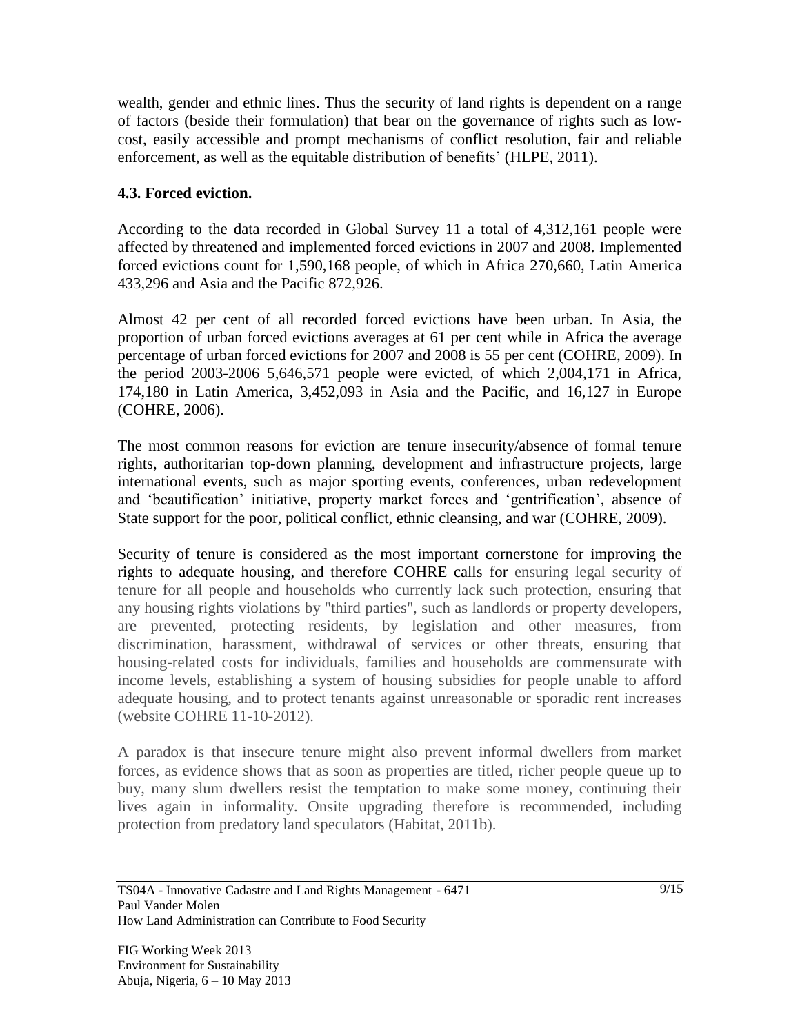wealth, gender and ethnic lines. Thus the security of land rights is dependent on a range of factors (beside their formulation) that bear on the governance of rights such as low-cost, easily accessible and prompt mechanisms of conflict resolution, fair and reliable enforcement, as well as the equitable distribution of benefits' (HLPE, 2011).

### 4.3. Forced eviction.

According to the data recorded in Global Survey 11 a total of 4,312,161 people were affected by threatened and implemented forced evictions in 2007 and 2008. Implemented forced evictions count for 1,590,168 people, of which in Africa 270,660, Latin America 433,296 and Asia and the Pacific 872,926.

Almost 42 per cent of all recorded forced evictions have been urban. In Asia, the proportion of urban forced evictions averages at 61 per cent while in Africa the average percentage of urban forced evictions for 2007 and 2008 is 55 per cent (COHRE, 2009). In the period 2003-2006 5,646,571 people were evicted, of which 2,004,171 in Africa, 174,180 in Latin America, 3,452,093 in Asia and the Pacific, and 16,127 in Europe (COHRE, 2006).

The most common reasons for eviction are tenure insecurity/absence of formal tenure rights, authoritarian top-down planning, development and infrastructure projects, large international events, such as major sporting events, conferences, urban redevelopment and 'beautification' initiative, property market forces and 'gentrification', absence of State support for the poor, political conflict, ethnic cleansing, and war (COHRE, 2009).

Security of tenure is considered as the most important cornerstone for improving the rights to adequate housing, and therefore COHRE calls for ensuring legal security of tenure for all people and households who currently lack such protection, ensuring that any housing rights violations by "third parties", such as landlords or property developers, are prevented, protecting residents, by legislation and other measures, from discrimination, harassment, withdrawal of services or other threats, ensuring that housing-related costs for individuals, families and households are commensurate with income levels, establishing a system of housing subsidies for people unable to afford adequate housing, and to protect tenants against unreasonable or sporadic rent increases (website COHRE 11-10-2012).

A paradox is that insecure tenure might also prevent informal dwellers from market forces, as evidence shows that as soon as properties are titled, richer people queue up to buy, many slum dwellers resist the temptation to make some money, continuing their lives again in informality. Onsite upgrading therefore is recommended, including protection from predatory land speculators (Habitat, 2011b).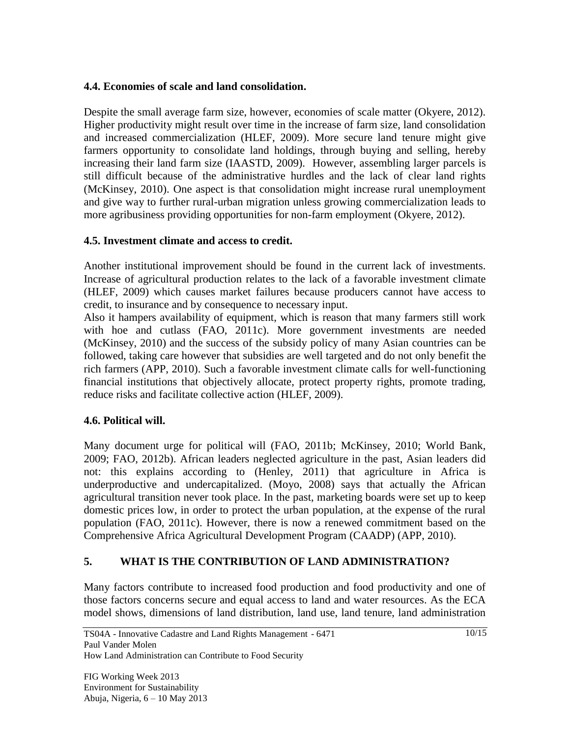### 4.4. Economies of scale and land consolidation.

Despite the small average farm size, however, economies of scale matter (Okyere, 2012). Higher productivity might result over time in the increase of farm size, land consolidation and increased commercialization (HLEF, 2009). More secure land tenure might give farmers opportunity to consolidate land holdings, through buying and selling, hereby increasing their land farm size (IAASTD, 2009). However, assembling larger parcels is still difficult because of the administrative hurdles and the lack of clear land rights (McKinsey, 2010). One aspect is that consolidation might increase rural unemployment and give way to further rural-urban migration unless growing commercialization leads to more agribusiness providing opportunities for non-farm employment (Okyere, 2012).

### 4.5. Investment climate and access to credit.

Another institutional improvement should be found in the current lack of investments. Increase of agricultural production relates to the lack of a favorable investment climate (HLEF, 2009) which causes market failures because producers cannot have access to credit, to insurance and by consequence to necessary input.

Also it hampers availability of equipment, which is reason that many farmers still work with hoe and cutlass (FAO, 2011c). More government investments are needed (McKinsey, 2010) and the success of the subsidy policy of many Asian countries can be followed, taking care however that subsidies are well targeted and do not only benefit the rich farmers (APP, 2010). Such a favorable investment climate calls for well-functioning financial institutions that objectively allocate, protect property rights, promote trading, reduce risks and facilitate collective action (HLEF, 2009).

### 4.6. Political will.

Many document urge for political will (FAO, 2011b; McKinsey, 2010; World Bank, 2009; FAO, 2012b). African leaders neglected agriculture in the past, Asian leaders did not: this explains according to (Henley, 2011) that agriculture in Africa is underproductive and undercapitalized. (Moyo, 2008) says that actually the African agricultural transition never took place. In the past, marketing boards were set up to keep domestic prices low, in order to protect the urban population, at the expense of the rural population (FAO, 2011c). However, there is now a renewed commitment based on the Comprehensive Africa Agricultural Development Program (CAADP) (APP, 2010).

## 5. WHAT IS THE CONTRIBUTION OF LAND ADMINISTRATION?

Many factors contribute to increased food production and food productivity and one of those factors concerns secure and equal access to land and water resources. As the ECA model shows, dimensions of land distribution, land use, land tenure, land administration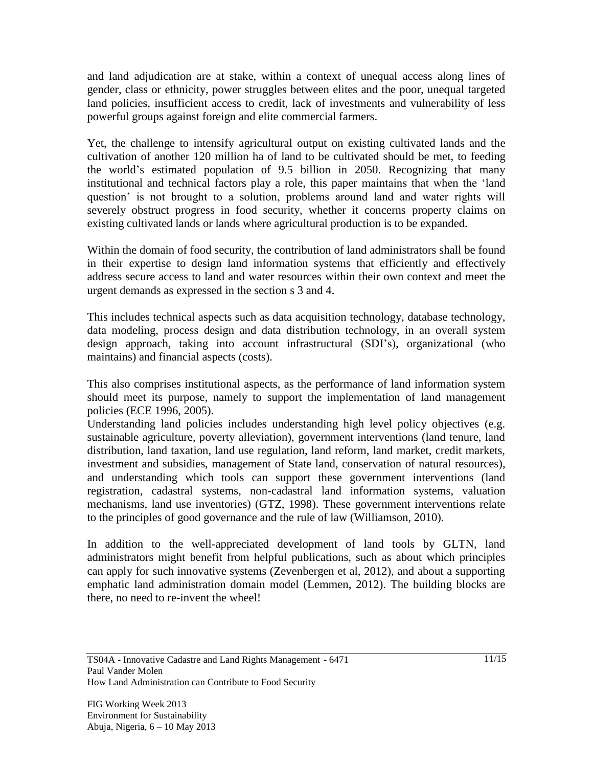and land adjudication are at stake, within a context of unequal access along lines of gender, class or ethnicity, power struggles between elites and the poor, unequal targeted land policies, insufficient access to credit, lack of investments and vulnerability of less powerful groups against foreign and elite commercial farmers.

Yet, the challenge to intensify agricultural output on existing cultivated lands and the cultivation of another 120 million ha of land to be cultivated should be met, to feeding the world's estimated population of 9.5 billion in 2050. Recognizing that many institutional and technical factors play a role, this paper maintains that when the 'land question' is not brought to a solution, problems around land and water rights will severely obstruct progress in food security, whether it concerns property claims on existing cultivated lands or lands where agricultural production is to be expanded.

Within the domain of food security, the contribution of land administrators shall be found in their expertise to design land information systems that efficiently and effectively address secure access to land and water resources within their own context and meet the urgent demands as expressed in the section s 3 and 4.

This includes technical aspects such as data acquisition technology, database technology, data modeling, process design and data distribution technology, in an overall system design approach, taking into account infrastructural (SDI's), organizational (who maintains) and financial aspects (costs).

This also comprises institutional aspects, as the performance of land information system should meet its purpose, namely to support the implementation of land management policies (ECE 1996, 2005).
Understanding land policies includes understanding high level policy objectives (e.g. sustainable agriculture, poverty alleviation), government interventions (land tenure, land distribution, land taxation, land use regulation, land reform, land market, credit markets, investment and subsidies, management of State land, conservation of natural resources), and understanding which tools can support these government interventions (land registration, cadastral systems, non-cadastral land information systems, valuation mechanisms, land use inventories) (GTZ, 1998). These government interventions relate to the principles of good governance and the rule of law (Williamson, 2010).

In addition to the well-appreciated development of land tools by GLTN, land administrators might benefit from helpful publications, such as about which principles can apply for such innovative systems (Zevenbergen et al, 2012), and about a supporting emphatic land administration domain model (Lemmen, 2012). The building blocks are there, no need to re-invent the wheel!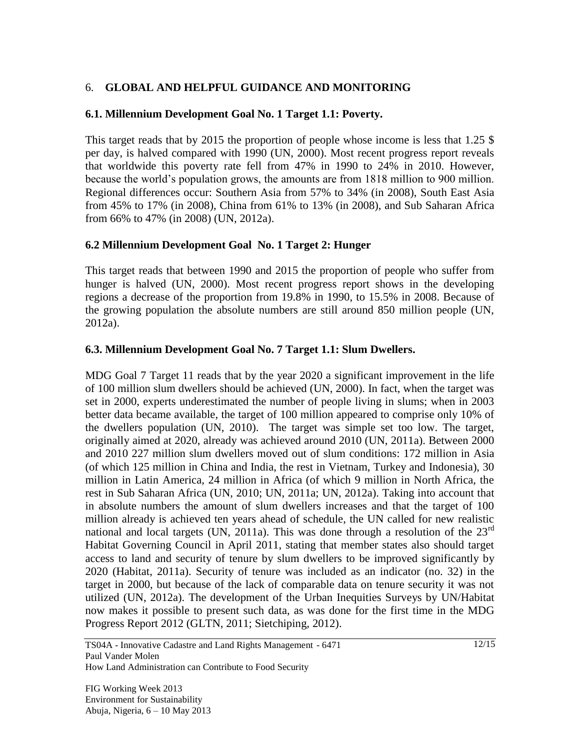## 6. GLOBAL AND HELPFUL GUIDANCE AND MONITORING

### 6.1. Millennium Development Goal No. 1 Target 1.1: Poverty.

This target reads that by 2015 the proportion of people whose income is less that 1.25 $ per day, is halved compared with 1990 (UN, 2000). Most recent progress report reveals that worldwide this poverty rate fell from 47% in 1990 to 24% in 2010. However, because the world's population grows, the amounts are from 1818 million to 900 million. Regional differences occur: Southern Asia from 57% to 34% (in 2008), South East Asia from 45% to 17% (in 2008), China from 61% to 13% (in 2008), and Sub Saharan Africa from 66% to 47% (in 2008) (UN, 2012a).

### 6.2 Millennium Development Goal No. 1 Target 2: Hunger

This target reads that between 1990 and 2015 the proportion of people who suffer from hunger is halved (UN, 2000). Most recent progress report shows in the developing regions a decrease of the proportion from 19.8% in 1990, to 15.5% in 2008. Because of the growing population the absolute numbers are still around 850 million people (UN, 2012a).

### 6.3. Millennium Development Goal No. 7 Target 1.1: Slum Dwellers.

MDG Goal 7 Target 11 reads that by the year 2020 a significant improvement in the life of 100 million slum dwellers should be achieved (UN, 2000). In fact, when the target was set in 2000, experts underestimated the number of people living in slums; when in 2003 better data became available, the target of 100 million appeared to comprise only 10% of the dwellers population (UN, 2010). The target was simple set too low. The target, originally aimed at 2020, already was achieved around 2010 (UN, 2011a). Between 2000 and 2010 227 million slum dwellers moved out of slum conditions: 172 million in Asia (of which 125 million in China and India, the rest in Vietnam, Turkey and Indonesia), 30 million in Latin America, 24 million in Africa (of which 9 million in North Africa, the rest in Sub Saharan Africa (UN, 2010; UN, 2011a; UN, 2012a). Taking into account that in absolute numbers the amount of slum dwellers increases and that the target of 100 million already is achieved ten years ahead of schedule, the UN called for new realistic national and local targets (UN, 2011a). This was done through a resolution of the 23rd Habitat Governing Council in April 2011, stating that member states also should target access to land and security of tenure by slum dwellers to be improved significantly by 2020 (Habitat, 2011a). Security of tenure was included as an indicator (no. 32) in the target in 2000, but because of the lack of comparable data on tenure security it was not utilized (UN, 2012a). The development of the Urban Inequities Surveys by UN/Habitat now makes it possible to present such data, as was done for the first time in the MDG Progress Report 2012 (GLTN, 2011; Sietchiping, 2012).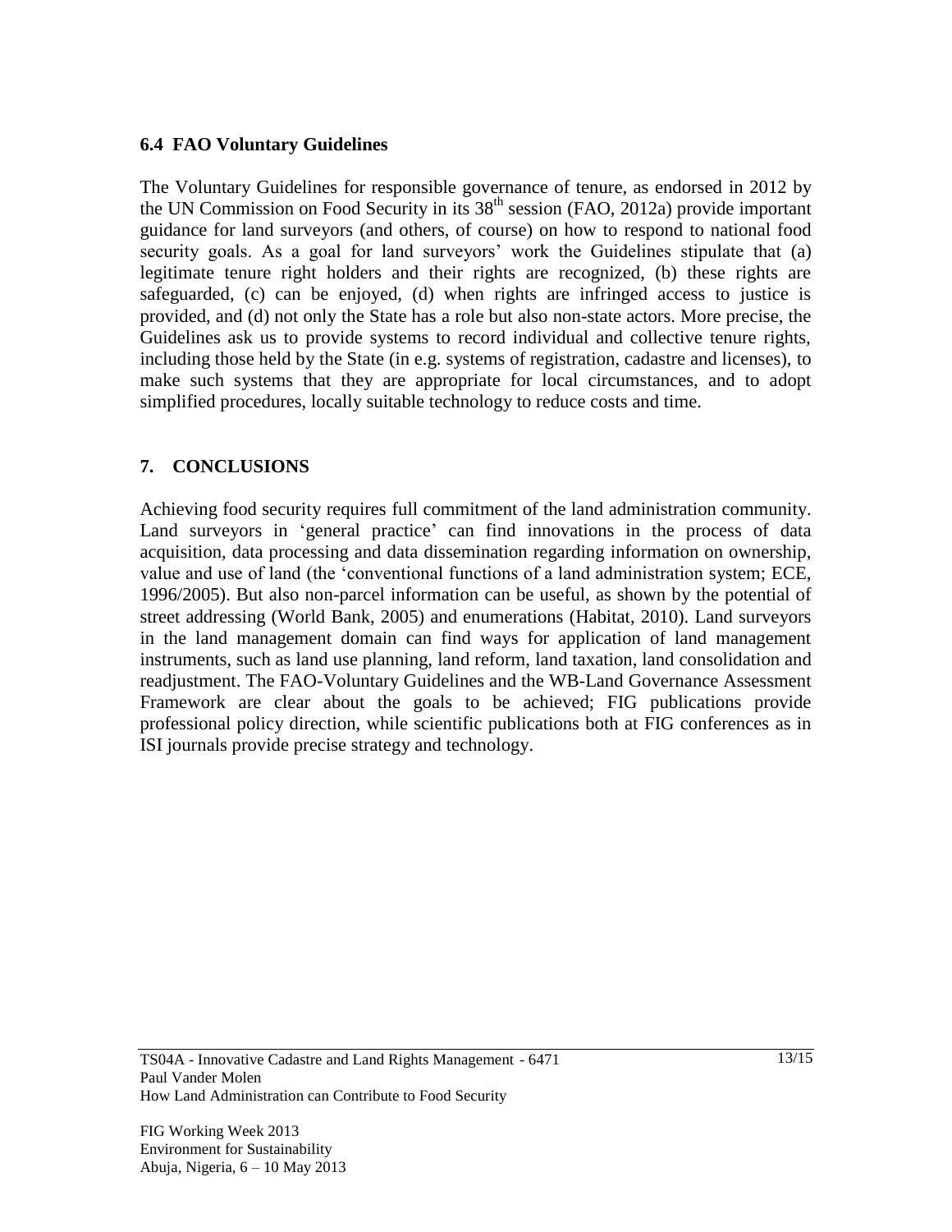### 6.4 FAO Voluntary Guidelines

The Voluntary Guidelines for responsible governance of tenure, as endorsed in 2012 by the UN Commission on Food Security in its $38^{th}$ session (FAO, 2012a) provide important guidance for land surveyors (and others, of course) on how to respond to national food security goals. As a goal for land surveyors' work the Guidelines stipulate that (a) legitimate tenure right holders and their rights are recognized, (b) these rights are safeguarded, (c) can be enjoyed, (d) when rights are infringed access to justice is provided, and (d) not only the State has a role but also non-state actors. More precise, the Guidelines ask us to provide systems to record individual and collective tenure rights, including those held by the State (in e.g. systems of registration, cadastre and licenses), to make such systems that they are appropriate for local circumstances, and to adopt simplified procedures, locally suitable technology to reduce costs and time.

## 7. CONCLUSIONS

Achieving food security requires full commitment of the land administration community. Land surveyors in 'general practice' can find innovations in the process of data acquisition, data processing and data dissemination regarding information on ownership, value and use of land (the 'conventional functions of a land administration system; ECE, 1996/2005). But also non-parcel information can be useful, as shown by the potential of street addressing (World Bank, 2005) and enumerations (Habitat, 2010). Land surveyors in the land management domain can find ways for application of land management instruments, such as land use planning, land reform, land taxation, land consolidation and readjustment. The FAO-Voluntary Guidelines and the WB-Land Governance Assessment Framework are clear about the goals to be achieved; FIG publications provide professional policy direction, while scientific publications both at FIG conferences as in ISI journals provide precise strategy and technology.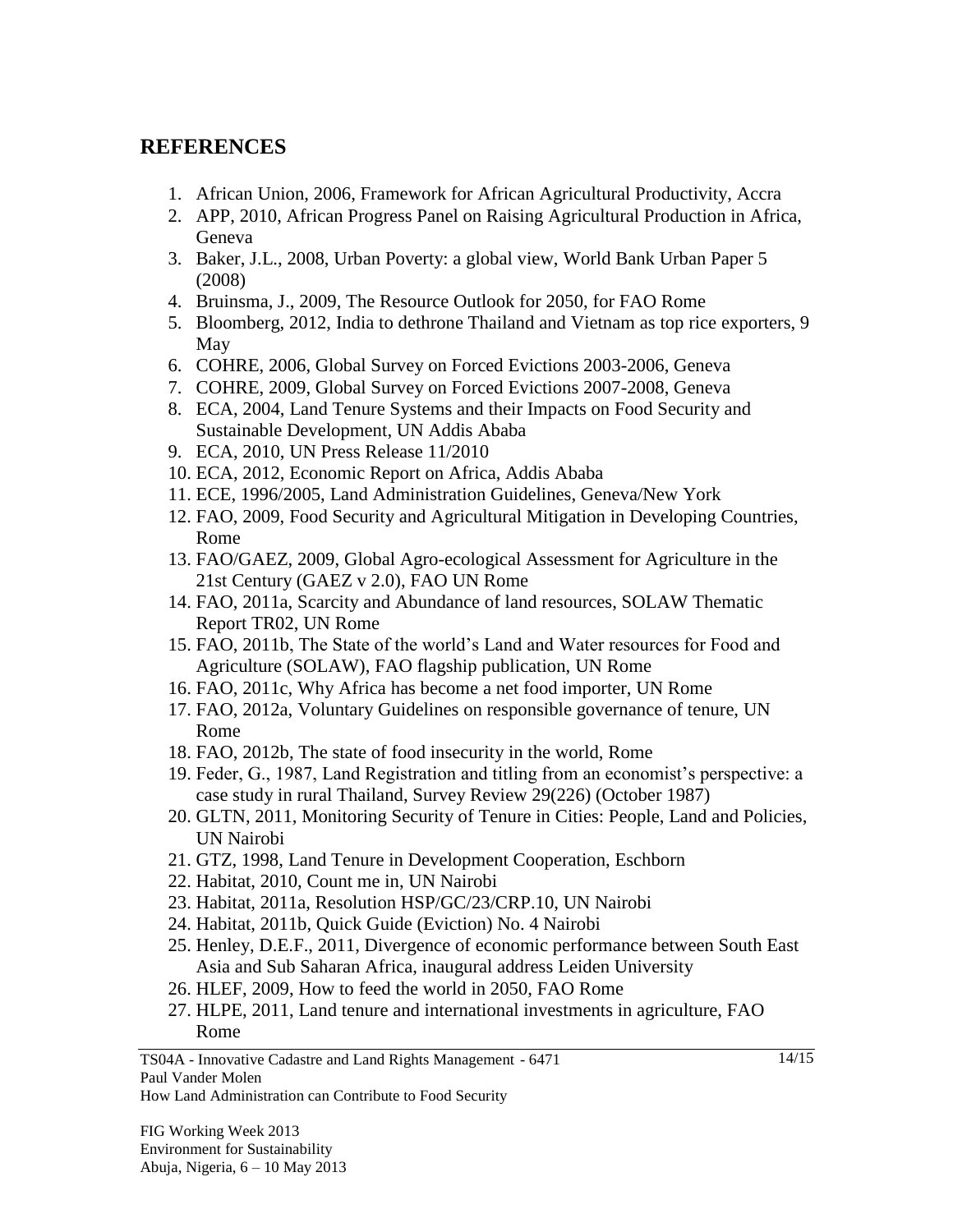## REFERENCES

1. African Union, 2006, Framework for African Agricultural Productivity, Accra
2. APP, 2010, African Progress Panel on Raising Agricultural Production in Africa, Geneva
3. Baker, J.L., 2008, Urban Poverty: a global view, World Bank Urban Paper 5 (2008)
4. Bruinsma, J., 2009, The Resource Outlook for 2050, for FAO Rome
5. Bloomberg, 2012, India to dethrone Thailand and Vietnam as top rice exporters, 9 May
6. COHRE, 2006, Global Survey on Forced Evictions 2003-2006, Geneva
7. COHRE, 2009, Global Survey on Forced Evictions 2007-2008, Geneva
8. ECA, 2004, Land Tenure Systems and their Impacts on Food Security and Sustainable Development, UN Addis Ababa
9. ECA, 2010, UN Press Release 11/2010
10. ECA, 2012, Economic Report on Africa, Addis Ababa
11. ECE, 1996/2005, Land Administration Guidelines, Geneva/New York
12. FAO, 2009, Food Security and Agricultural Mitigation in Developing Countries, Rome
13. FAO/GAEZ, 2009, Global Agro-ecological Assessment for Agriculture in the 21st Century (GAEZ v 2.0), FAO UN Rome
14. FAO, 2011a, Scarcity and Abundance of land resources, SOLAW Thematic Report TR02, UN Rome
15. FAO, 2011b, The State of the world's Land and Water resources for Food and Agriculture (SOLAW), FAO flagship publication, UN Rome
16. FAO, 2011c, Why Africa has become a net food importer, UN Rome
17. FAO, 2012a, Voluntary Guidelines on responsible governance of tenure, UN Rome
18. FAO, 2012b, The state of food insecurity in the world, Rome
19. Feder, G., 1987, Land Registration and titling from an economist's perspective: a case study in rural Thailand, Survey Review 29(226) (October 1987)
20. GLTN, 2011, Monitoring Security of Tenure in Cities: People, Land and Policies, UN Nairobi
21. GTZ, 1998, Land Tenure in Development Cooperation, Eschborn
22. Habitat, 2010, Count me in, UN Nairobi
23. Habitat, 2011a, Resolution HSP/GC/23/CRP.10, UN Nairobi
24. Habitat, 2011b, Quick Guide (Eviction) No. 4 Nairobi
25. Henley, D.E.F., 2011, Divergence of economic performance between South East Asia and Sub Saharan Africa, inaugural address Leiden University
26. HLEF, 2009, How to feed the world in 2050, FAO Rome
27. HLPE, 2011, Land tenure and international investments in agriculture, FAO Rome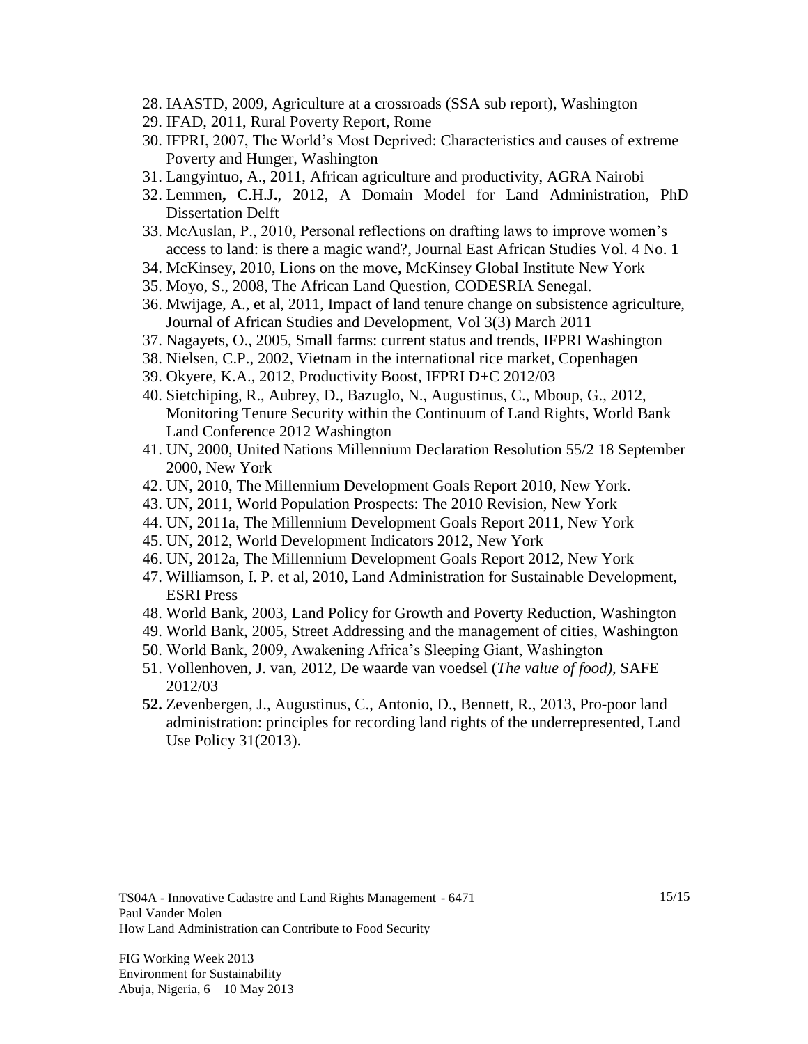28. IAASTD, 2009, Agriculture at a crossroads (SSA sub report), Washington
29. IFAD, 2011, Rural Poverty Report, Rome
30. IFPRI, 2007, The World's Most Deprived: Characteristics and causes of extreme Poverty and Hunger, Washington
31. Langyintuo, A., 2011, African agriculture and productivity, AGRA Nairobi
32. Lemmen**,** C.H.J**.**, 2012, A Domain Model for Land Administration, PhD Dissertation Delft
33. McAuslan, P., 2010, Personal reflections on drafting laws to improve women's access to land: is there a magic wand?, Journal East African Studies Vol. 4 No. 1
34. McKinsey, 2010, Lions on the move, McKinsey Global Institute New York
35. Moyo, S., 2008, The African Land Question, CODESRIA Senegal.
36. Mwijage, A., et al, 2011, Impact of land tenure change on subsistence agriculture, Journal of African Studies and Development, Vol 3(3) March 2011
37. Nagayets, O., 2005, Small farms: current status and trends, IFPRI Washington
38. Nielsen, C.P., 2002, Vietnam in the international rice market, Copenhagen
39. Okyere, K.A., 2012, Productivity Boost, IFPRI D+C 2012/03
40. Sietchiping, R., Aubrey, D., Bazuglo, N., Augustinus, C., Mboup, G., 2012, Monitoring Tenure Security within the Continuum of Land Rights, World Bank Land Conference 2012 Washington
41. UN, 2000, United Nations Millennium Declaration Resolution 55/2 18 September 2000, New York
42. UN, 2010, The Millennium Development Goals Report 2010, New York.
43. UN, 2011, World Population Prospects: The 2010 Revision, New York
44. UN, 2011a, The Millennium Development Goals Report 2011, New York
45. UN, 2012, World Development Indicators 2012, New York
46. UN, 2012a, The Millennium Development Goals Report 2012, New York
47. Williamson, I. P. et al, 2010, Land Administration for Sustainable Development, ESRI Press
48. World Bank, 2003, Land Policy for Growth and Poverty Reduction, Washington
49. World Bank, 2005, Street Addressing and the management of cities, Washington
50. World Bank, 2009, Awakening Africa's Sleeping Giant, Washington
51. Vollenhoven, J. van, 2012, De waarde van voedsel (*The value of food)*, SAFE 2012/03
52. Zevenbergen, J., Augustinus, C., Antonio, D., Bennett, R., 2013, Pro-poor land administration: principles for recording land rights of the underrepresented, Land Use Policy 31(2013).

TS04A - Innovative Cadastre and Land Rights Management - 6471
Paul Vander Molen
How Land Administration can Contribute to Food Security

FIG Working Week 2013
Environment for Sustainability
Abuja, Nigeria, 6 – 10 May 2013